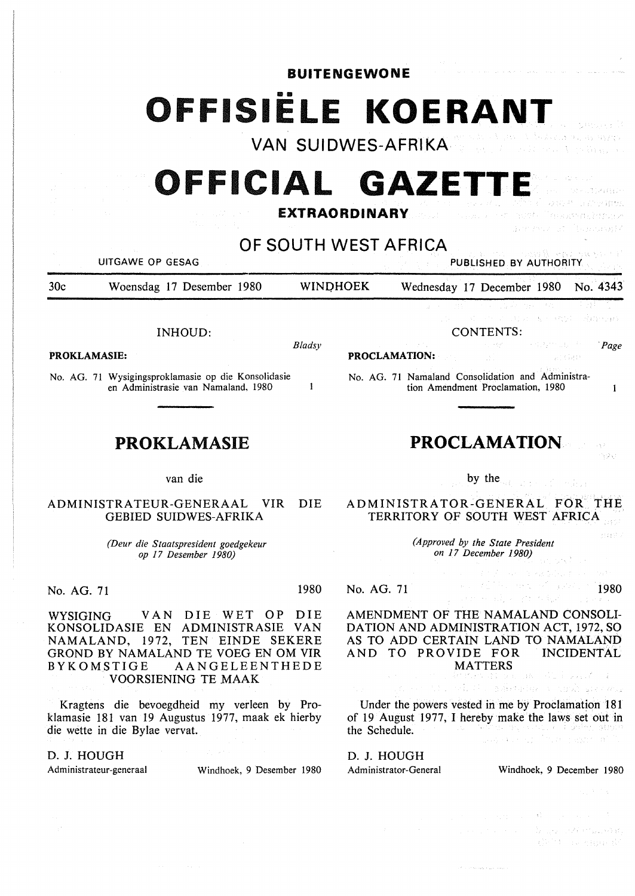**BUITENGEWONE**

# OFFISIËLE KOERANT

## VAN SUIDWES-AFRIKA

# OFFICIAL GAZETTE

**EXTRAORDINARY**

## OF SOUTH WEST AFRICA

UITGAWE OP GESAG | PUBLISHED BY AUTHORITY

30c | Woensdag 17 Desember 1980 | WINDHOEK | Wednesday 17 December 1980 | No. 4343

---

INHOUD:

**PROKLAMASIE:** *Bladsy*

No. AG. 71 Wysigingsproklamasie op die Konsolidasie en Administrasie van Namaland, 1980 ... 1

CONTENTS:

**PROCLAMATION:** *Page*

No. AG. 71 Namaland Consolidation and Administration Amendment Proclamation, 1980 ... 1

---

## PROKLAMASIE

van die

ADMINISTRATEUR-GENERAAL VIR DIE GEBIED SUIDWES-AFRIKA

*(Deur die Staatspresident goedgekeur op 17 Desember 1980)*

No. AG. 71 1980

WYSIGING VAN DIE WET OP DIE KONSOLIDASIE EN ADMINISTRASIE VAN NAMALAND, 1972, TEN EINDE SEKERE GROND BY NAMALAND TE VOEG EN OM VIR BYKOMSTIGE AANGELEENTHEDE VOORSIENING TE MAAK

Kragtens die bevoegdheid my verleen by Proklamasie 181 van 19 Augustus 1977, maak ek hierby die wette in die Bylae vervat.

D. J. HOUGH
Administrateur-generaal

Windhoek, 9 Desember 1980

## PROCLAMATION

by the

ADMINISTRATOR-GENERAL FOR THE TERRITORY OF SOUTH WEST AFRICA

*(Approved by the State President on 17 December 1980)*

No. AG. 71 1980

AMENDMENT OF THE NAMALAND CONSOLIDATION AND ADMINISTRATION ACT, 1972, SO AS TO ADD CERTAIN LAND TO NAMALAND AND TO PROVIDE FOR INCIDENTAL MATTERS

Under the powers vested in me by Proclamation 181 of 19 August 1977, I hereby make the laws set out in the Schedule.

D. J. HOUGH
Administrator-General

Windhoek, 9 December 1980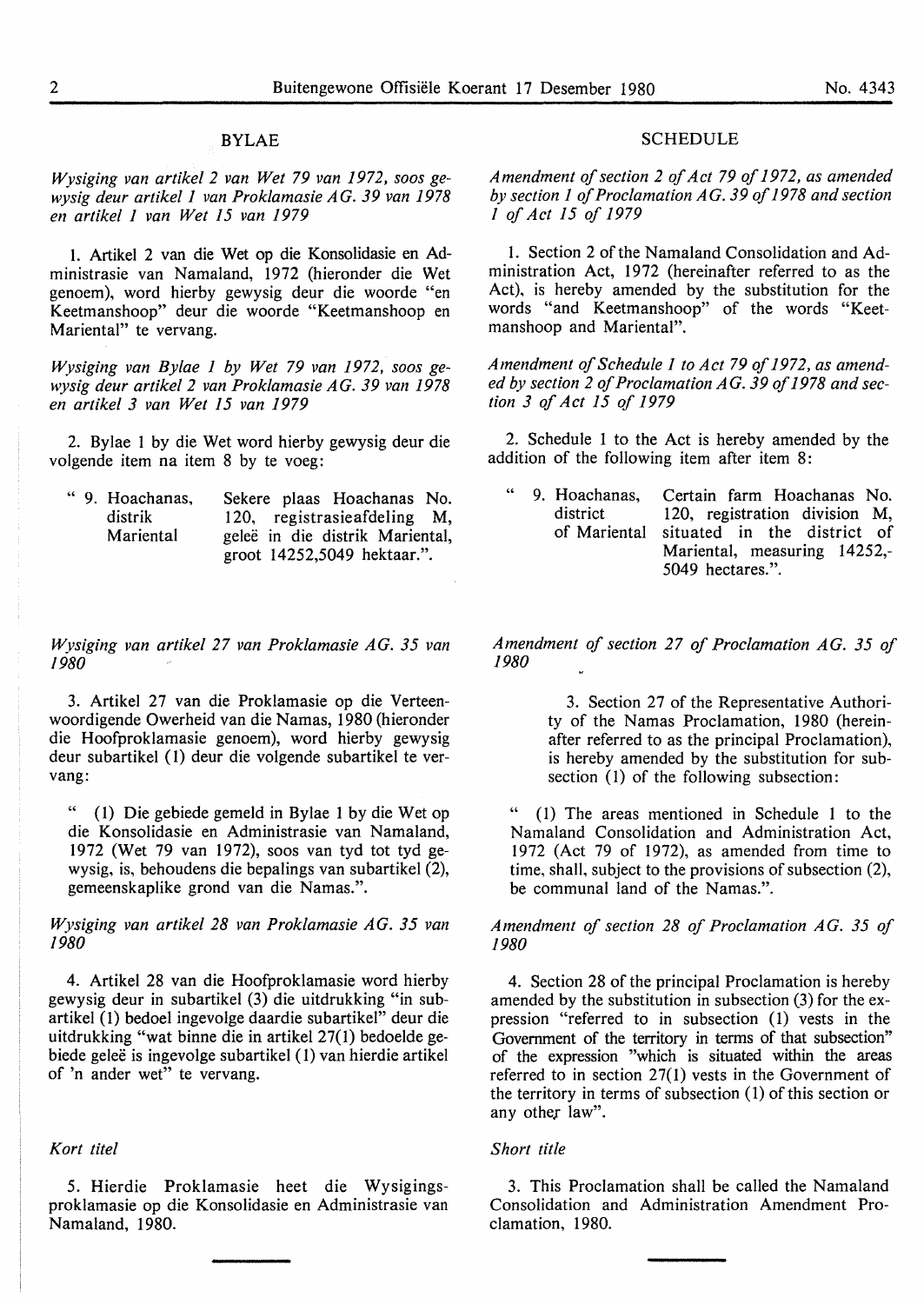## BYLAE

*Wysiging van artikel 2 van Wet 79 van 1972, soos gewysig deur artikel 1 van Proklamasie AG. 39 van 1978 en artikel 1 van Wet 15 van 1979*

1. Artikel 2 van die Wet op die Konsolidasie en Administrasie van Namaland, 1972 (hieronder die Wet genoem), word hierby gewysig deur die woorde "en Keetmanshoop" deur die woorde "Keetmanshoop en Mariental" te vervang.

*Wysiging van Bylae 1 by Wet 79 van 1972, soos gewysig deur artikel 2 van Proklamasie AG. 39 van 1978 en artikel 3 van Wet 15 van 1979*

2. Bylae 1 by die Wet word hierby gewysig deur die volgende item na item 8 by te voeg:

| | |
|---|---|
| " 9. Hoachanas, distrik Mariental | Sekere plaas Hoachanas No. 120, registrasieafdeling M, geleë in die distrik Mariental, groot 14252,5049 hektaar.". |

*Wysiging van artikel 27 van Proklamasie AG. 35 van 1980*

3. Artikel 27 van die Proklamasie op die Verteenwoordigende Owerheid van die Namas, 1980 (hieronder die Hoofproklamasie genoem), word hierby gewysig deur subartikel (1) deur die volgende subartikel te vervang:

" (1) Die gebiede gemeld in Bylae 1 by die Wet op die Konsolidasie en Administrasie van Namaland, 1972 (Wet 79 van 1972), soos van tyd tot tyd gewysig, is, behoudens die bepalings van subartikel (2), gemeenskaplike grond van die Namas.".

*Wysiging van artikel 28 van Proklamasie AG. 35 van 1980*

4. Artikel 28 van die Hoofproklamasie word hierby gewysig deur in subartikel (3) die uitdrukking "in subartikel (1) bedoel ingevolge daardie subartikel" deur die uitdrukking "wat binne die in artikel 27(1) bedoelde gebiede geleë is ingevolge subartikel (1) van hierdie artikel of 'n ander wet" te vervang.

*Kort titel*

5. Hierdie Proklamasie heet die Wysigingsproklamasie op die Konsolidasie en Administrasie van Namaland, 1980.

## SCHEDULE

*Amendment of section 2 of Act 79 of 1972, as amended by section 1 of Proclamation AG. 39 of 1978 and section 1 of Act 15 of 1979*

1. Section 2 of the Namaland Consolidation and Administration Act, 1972 (hereinafter referred to as the Act), is hereby amended by the substitution for the words "and Keetmanshoop" of the words "Keetmanshoop and Mariental".

*Amendment of Schedule 1 to Act 79 of 1972, as amended by section 2 of Proclamation AG. 39 of 1978 and section 3 of Act 15 of 1979*

2. Schedule 1 to the Act is hereby amended by the addition of the following item after item 8:

| | |
|---|---|
| " 9. Hoachanas, district of Mariental | Certain farm Hoachanas No. 120, registration division M, situated in the district of Mariental, measuring 14252,5049 hectares.". |

*Amendment of section 27 of Proclamation AG. 35 of 1980*

3. Section 27 of the Representative Authority of the Namas Proclamation, 1980 (hereinafter referred to as the principal Proclamation), is hereby amended by the substitution for subsection (1) of the following subsection:

" (1) The areas mentioned in Schedule 1 to the Namaland Consolidation and Administration Act, 1972 (Act 79 of 1972), as amended from time to time, shall, subject to the provisions of subsection (2), be communal land of the Namas.".

*Amendment of section 28 of Proclamation AG. 35 of 1980*

4. Section 28 of the principal Proclamation is hereby amended by the substitution in subsection (3) for the expression "referred to in subsection (1) vests in the Government of the territory in terms of that subsection" of the expression "which is situated within the areas referred to in section 27(1) vests in the Government of the territory in terms of subsection (1) of this section or any other law".

*Short title*

3. This Proclamation shall be called the Namaland Consolidation and Administration Amendment Proclamation, 1980.